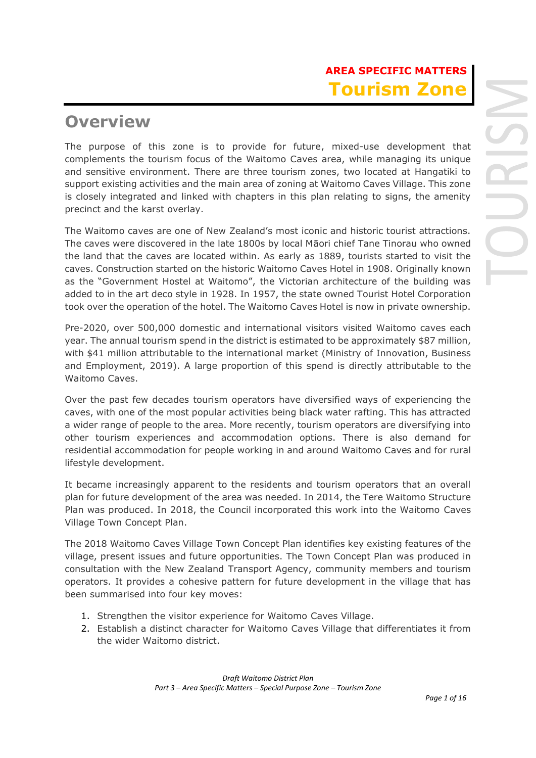# AREA SPECIFIC MATTERS
# Tourism Zone

## Overview

The purpose of this zone is to provide for future, mixed-use development that complements the tourism focus of the Waitomo Caves area, while managing its unique and sensitive environment. There are three tourism zones, two located at Hangatiki to support existing activities and the main area of zoning at Waitomo Caves Village. This zone is closely integrated and linked with chapters in this plan relating to signs, the amenity precinct and the karst overlay.

The Waitomo caves are one of New Zealand's most iconic and historic tourist attractions. The caves were discovered in the late 1800s by local Māori chief Tane Tinorau who owned the land that the caves are located within. As early as 1889, tourists started to visit the caves. Construction started on the historic Waitomo Caves Hotel in 1908. Originally known as the "Government Hostel at Waitomo", the Victorian architecture of the building was added to in the art deco style in 1928. In 1957, the state owned Tourist Hotel Corporation took over the operation of the hotel. The Waitomo Caves Hotel is now in private ownership.

Pre-2020, over 500,000 domestic and international visitors visited Waitomo caves each year. The annual tourism spend in the district is estimated to be approximately $87 million, with $41 million attributable to the international market (Ministry of Innovation, Business and Employment, 2019). A large proportion of this spend is directly attributable to the Waitomo Caves.

Over the past few decades tourism operators have diversified ways of experiencing the caves, with one of the most popular activities being black water rafting. This has attracted a wider range of people to the area. More recently, tourism operators are diversifying into other tourism experiences and accommodation options. There is also demand for residential accommodation for people working in and around Waitomo Caves and for rural lifestyle development.

It became increasingly apparent to the residents and tourism operators that an overall plan for future development of the area was needed. In 2014, the Tere Waitomo Structure Plan was produced. In 2018, the Council incorporated this work into the Waitomo Caves Village Town Concept Plan.

The 2018 Waitomo Caves Village Town Concept Plan identifies key existing features of the village, present issues and future opportunities. The Town Concept Plan was produced in consultation with the New Zealand Transport Agency, community members and tourism operators. It provides a cohesive pattern for future development in the village that has been summarised into four key moves:

1. Strengthen the visitor experience for Waitomo Caves Village.
2. Establish a distinct character for Waitomo Caves Village that differentiates it from the wider Waitomo district.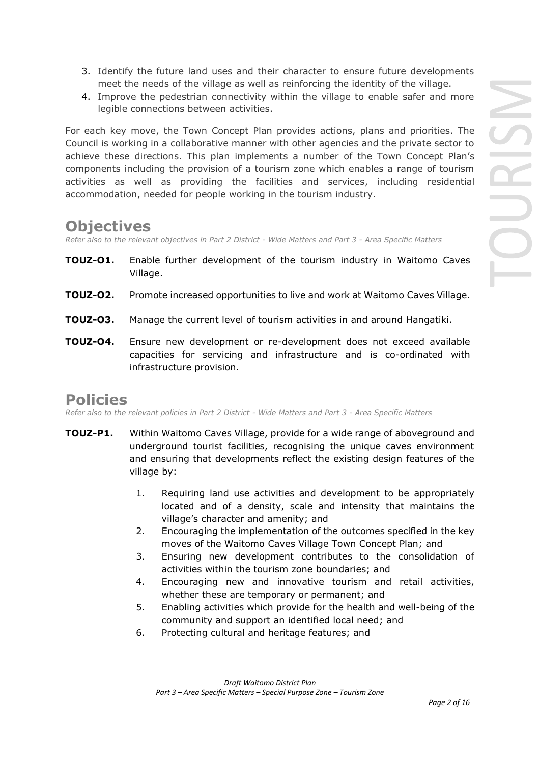3. Identify the future land uses and their character to ensure future developments meet the needs of the village as well as reinforcing the identity of the village.
4. Improve the pedestrian connectivity within the village to enable safer and more legible connections between activities.

For each key move, the Town Concept Plan provides actions, plans and priorities. The Council is working in a collaborative manner with other agencies and the private sector to achieve these directions. This plan implements a number of the Town Concept Plan's components including the provision of a tourism zone which enables a range of tourism activities as well as providing the facilities and services, including residential accommodation, needed for people working in the tourism industry.

## Objectives

*Refer also to the relevant objectives in Part 2 District - Wide Matters and Part 3 - Area Specific Matters*

**TOUZ-O1.** Enable further development of the tourism industry in Waitomo Caves Village.

**TOUZ-O2.** Promote increased opportunities to live and work at Waitomo Caves Village.

**TOUZ-O3.** Manage the current level of tourism activities in and around Hangatiki.

**TOUZ-O4.** Ensure new development or re-development does not exceed available capacities for servicing and infrastructure and is co-ordinated with infrastructure provision.

## Policies

*Refer also to the relevant policies in Part 2 District - Wide Matters and Part 3 - Area Specific Matters*

**TOUZ-P1.** Within Waitomo Caves Village, provide for a wide range of aboveground and underground tourist facilities, recognising the unique caves environment and ensuring that developments reflect the existing design features of the village by:

1. Requiring land use activities and development to be appropriately located and of a density, scale and intensity that maintains the village's character and amenity; and
2. Encouraging the implementation of the outcomes specified in the key moves of the Waitomo Caves Village Town Concept Plan; and
3. Ensuring new development contributes to the consolidation of activities within the tourism zone boundaries; and
4. Encouraging new and innovative tourism and retail activities, whether these are temporary or permanent; and
5. Enabling activities which provide for the health and well-being of the community and support an identified local need; and
6. Protecting cultural and heritage features; and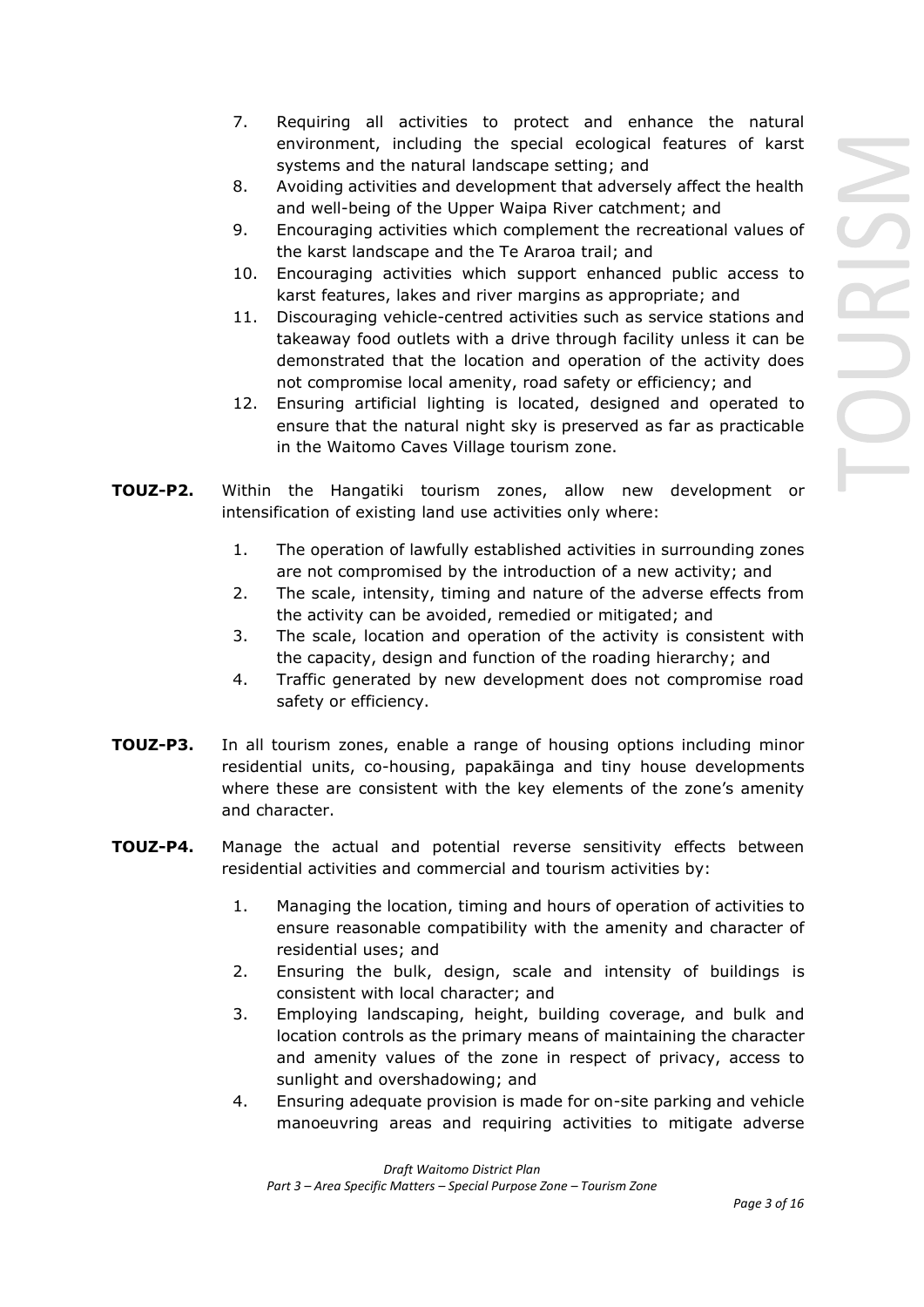7. Requiring all activities to protect and enhance the natural environment, including the special ecological features of karst systems and the natural landscape setting; and
8. Avoiding activities and development that adversely affect the health and well-being of the Upper Waipa River catchment; and
9. Encouraging activities which complement the recreational values of the karst landscape and the Te Araroa trail; and
10. Encouraging activities which support enhanced public access to karst features, lakes and river margins as appropriate; and
11. Discouraging vehicle-centred activities such as service stations and takeaway food outlets with a drive through facility unless it can be demonstrated that the location and operation of the activity does not compromise local amenity, road safety or efficiency; and
12. Ensuring artificial lighting is located, designed and operated to ensure that the natural night sky is preserved as far as practicable in the Waitomo Caves Village tourism zone.

**TOUZ-P2.** Within the Hangatiki tourism zones, allow new development or intensification of existing land use activities only where:

1. The operation of lawfully established activities in surrounding zones are not compromised by the introduction of a new activity; and
2. The scale, intensity, timing and nature of the adverse effects from the activity can be avoided, remedied or mitigated; and
3. The scale, location and operation of the activity is consistent with the capacity, design and function of the roading hierarchy; and
4. Traffic generated by new development does not compromise road safety or efficiency.

**TOUZ-P3.** In all tourism zones, enable a range of housing options including minor residential units, co-housing, papakāinga and tiny house developments where these are consistent with the key elements of the zone's amenity and character.

**TOUZ-P4.** Manage the actual and potential reverse sensitivity effects between residential activities and commercial and tourism activities by:

1. Managing the location, timing and hours of operation of activities to ensure reasonable compatibility with the amenity and character of residential uses; and
2. Ensuring the bulk, design, scale and intensity of buildings is consistent with local character; and
3. Employing landscaping, height, building coverage, and bulk and location controls as the primary means of maintaining the character and amenity values of the zone in respect of privacy, access to sunlight and overshadowing; and
4. Ensuring adequate provision is made for on-site parking and vehicle manoeuvring areas and requiring activities to mitigate adverse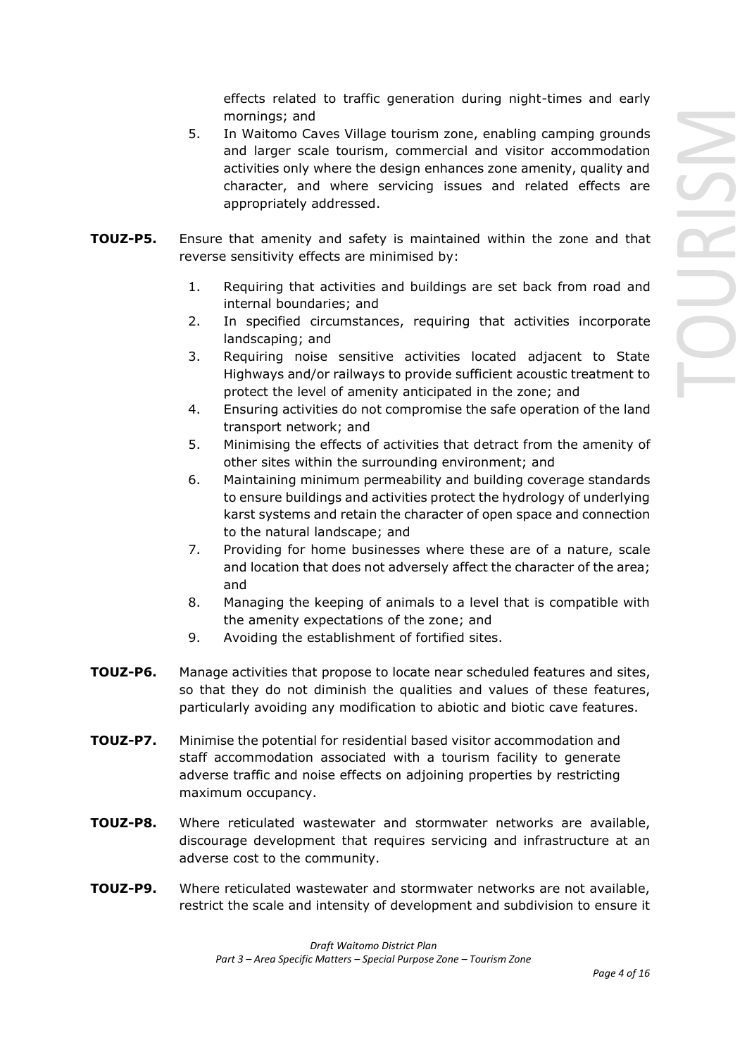effects related to traffic generation during night-times and early mornings; and

5. In Waitomo Caves Village tourism zone, enabling camping grounds and larger scale tourism, commercial and visitor accommodation activities only where the design enhances zone amenity, quality and character, and where servicing issues and related effects are appropriately addressed.

**TOUZ-P5.** Ensure that amenity and safety is maintained within the zone and that reverse sensitivity effects are minimised by:

1. Requiring that activities and buildings are set back from road and internal boundaries; and
2. In specified circumstances, requiring that activities incorporate landscaping; and
3. Requiring noise sensitive activities located adjacent to State Highways and/or railways to provide sufficient acoustic treatment to protect the level of amenity anticipated in the zone; and
4. Ensuring activities do not compromise the safe operation of the land transport network; and
5. Minimising the effects of activities that detract from the amenity of other sites within the surrounding environment; and
6. Maintaining minimum permeability and building coverage standards to ensure buildings and activities protect the hydrology of underlying karst systems and retain the character of open space and connection to the natural landscape; and
7. Providing for home businesses where these are of a nature, scale and location that does not adversely affect the character of the area; and
8. Managing the keeping of animals to a level that is compatible with the amenity expectations of the zone; and
9. Avoiding the establishment of fortified sites.

**TOUZ-P6.** Manage activities that propose to locate near scheduled features and sites, so that they do not diminish the qualities and values of these features, particularly avoiding any modification to abiotic and biotic cave features.

**TOUZ-P7.** Minimise the potential for residential based visitor accommodation and staff accommodation associated with a tourism facility to generate adverse traffic and noise effects on adjoining properties by restricting maximum occupancy.

**TOUZ-P8.** Where reticulated wastewater and stormwater networks are available, discourage development that requires servicing and infrastructure at an adverse cost to the community.

**TOUZ-P9.** Where reticulated wastewater and stormwater networks are not available, restrict the scale and intensity of development and subdivision to ensure it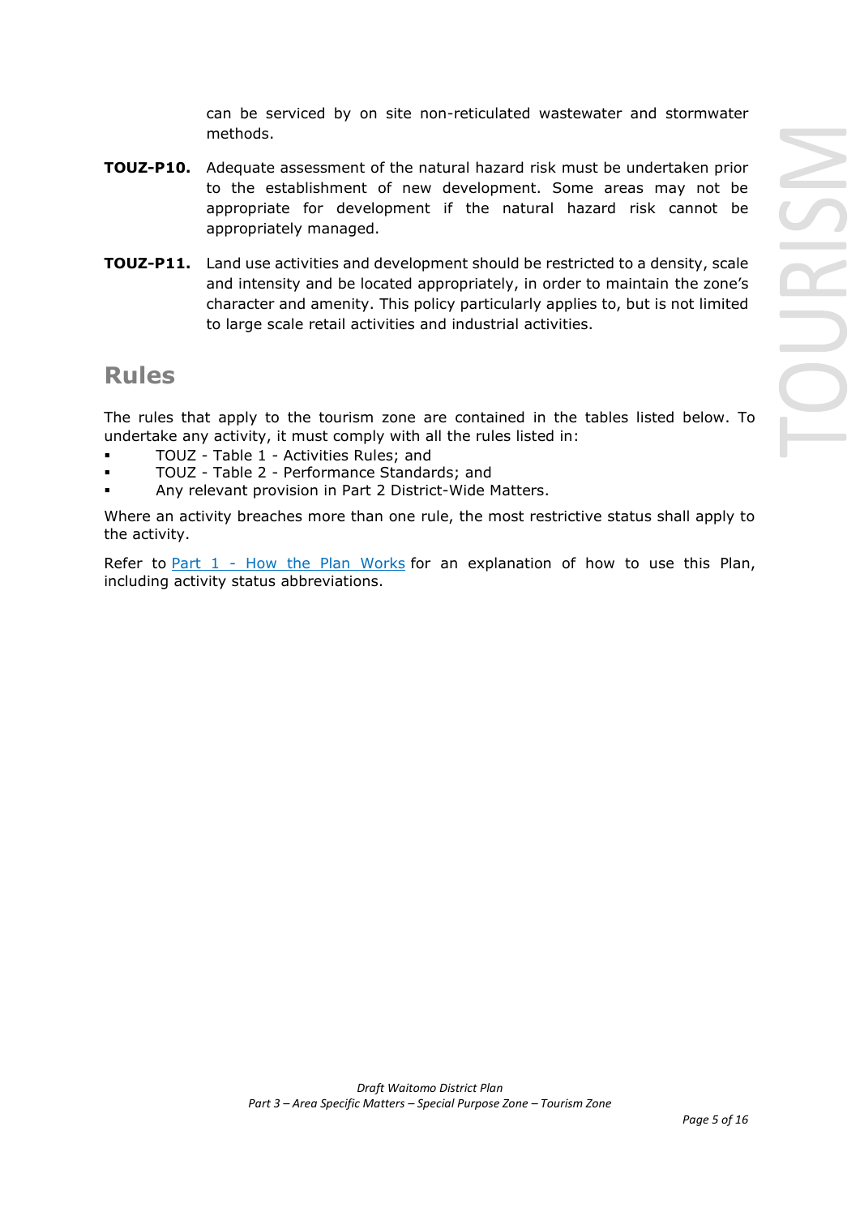can be serviced by on site non-reticulated wastewater and stormwater methods.

**TOUZ-P10.** Adequate assessment of the natural hazard risk must be undertaken prior to the establishment of new development. Some areas may not be appropriate for development if the natural hazard risk cannot be appropriately managed.

**TOUZ-P11.** Land use activities and development should be restricted to a density, scale and intensity and be located appropriately, in order to maintain the zone's character and amenity. This policy particularly applies to, but is not limited to large scale retail activities and industrial activities.

## Rules

The rules that apply to the tourism zone are contained in the tables listed below. To undertake any activity, it must comply with all the rules listed in:

- TOUZ - Table 1 - Activities Rules; and
- TOUZ - Table 2 - Performance Standards; and
- Any relevant provision in Part 2 District-Wide Matters.

Where an activity breaches more than one rule, the most restrictive status shall apply to the activity.

Refer to Part 1 - How the Plan Works for an explanation of how to use this Plan, including activity status abbreviations.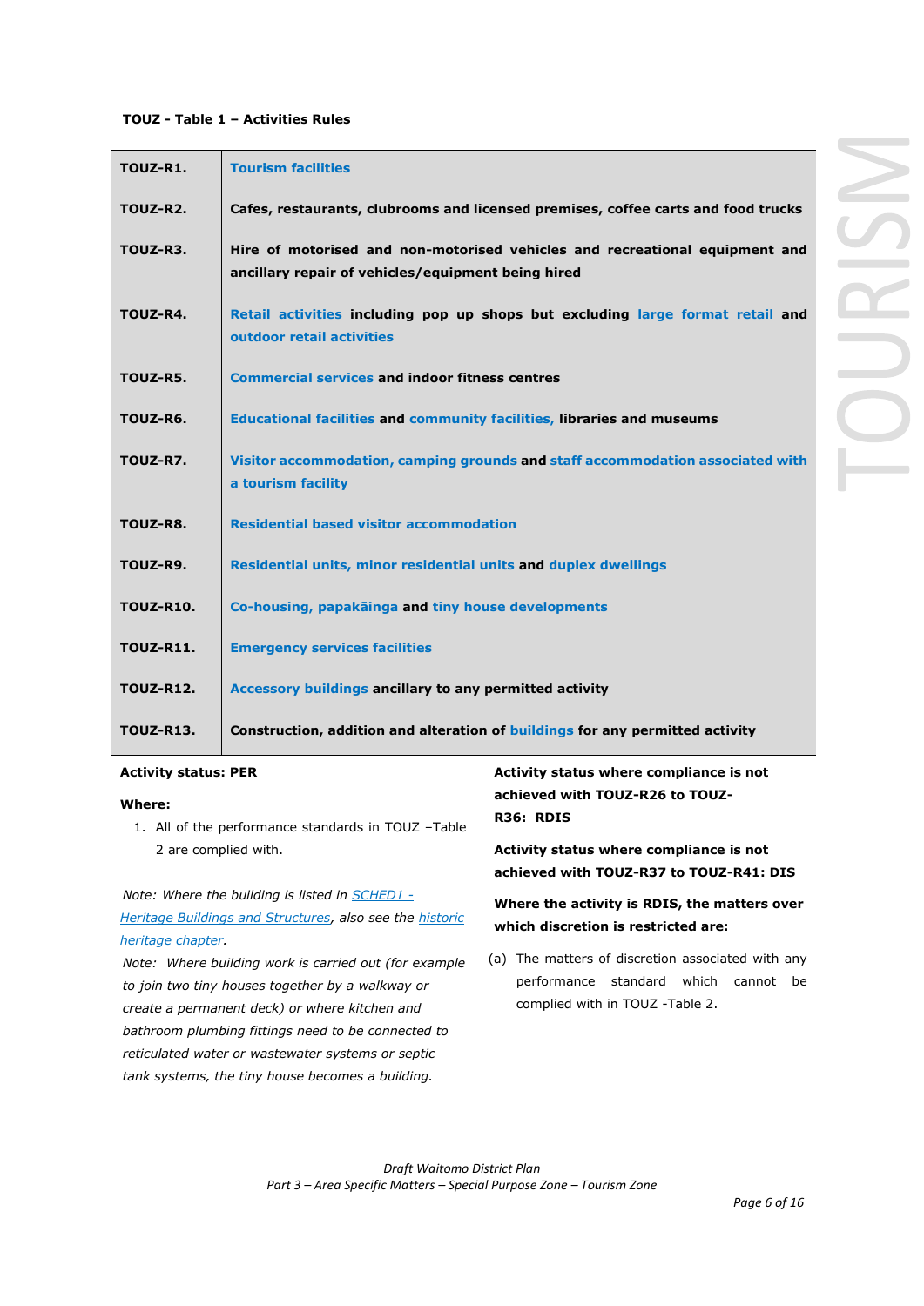**TOUZ - Table 1 – Activities Rules**

| | |
|---|---|
| **TOUZ-R1.** | **Tourism facilities** |
| **TOUZ-R2.** | **Cafes, restaurants, clubrooms and licensed premises, coffee carts and food trucks** |
| **TOUZ-R3.** | **Hire of motorised and non-motorised vehicles and recreational equipment and ancillary repair of vehicles/equipment being hired** |
| **TOUZ-R4.** | **Retail activities including pop up shops but excluding large format retail and outdoor retail activities** |
| **TOUZ-R5.** | **Commercial services and indoor fitness centres** |
| **TOUZ-R6.** | **Educational facilities and community facilities, libraries and museums** |
| **TOUZ-R7.** | **Visitor accommodation, camping grounds and staff accommodation associated with a tourism facility** |
| **TOUZ-R8.** | **Residential based visitor accommodation** |
| **TOUZ-R9.** | **Residential units, minor residential units and duplex dwellings** |
| **TOUZ-R10.** | **Co-housing, papakāinga and tiny house developments** |
| **TOUZ-R11.** | **Emergency services facilities** |
| **TOUZ-R12.** | **Accessory buildings ancillary to any permitted activity** |
| **TOUZ-R13.** | **Construction, addition and alteration of buildings for any permitted activity** |

| | |
|---|---|
| **Activity status: PER**<br><br>**Where:**<br>1. All of the performance standards in TOUZ –Table 2 are complied with.<br><br>*Note: Where the building is listed in SCHED1 - Heritage Buildings and Structures, also see the historic heritage chapter.*<br>*Note: Where building work is carried out (for example to join two tiny houses together by a walkway or create a permanent deck) or where kitchen and bathroom plumbing fittings need to be connected to reticulated water or wastewater systems or septic tank systems, the tiny house becomes a building.* | **Activity status where compliance is not achieved with TOUZ-R26 to TOUZ-R36: RDIS**<br><br>**Activity status where compliance is not achieved with TOUZ-R37 to TOUZ-R41: DIS**<br><br>**Where the activity is RDIS, the matters over which discretion is restricted are:**<br><br>(a) The matters of discretion associated with any performance standard which cannot be complied with in TOUZ -Table 2. |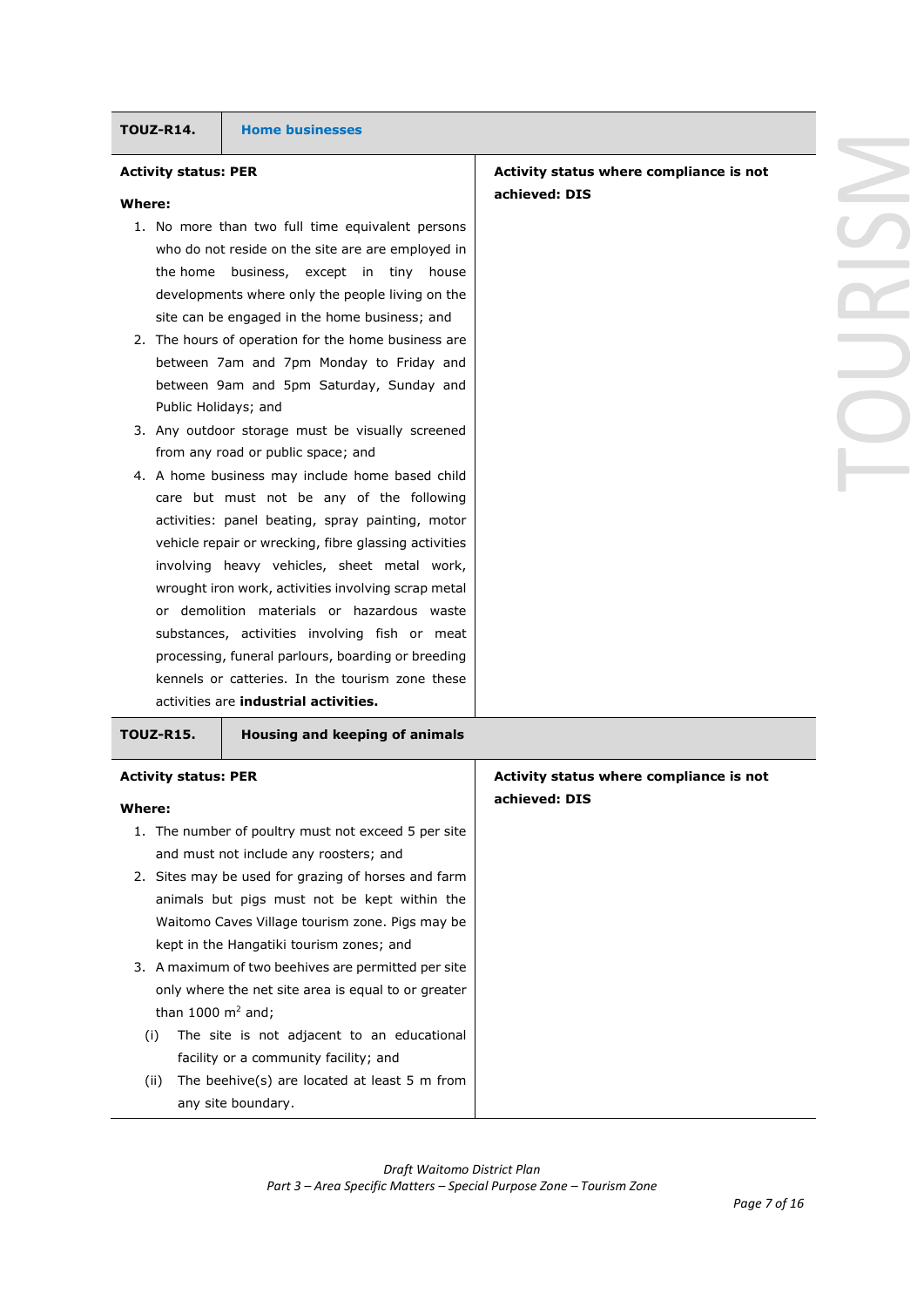| TOUZ-R14. | Home businesses |
|---|---|
| **Activity status: PER**<br><br>**Where:**<br>1. No more than two full time equivalent persons who do not reside on the site are are employed in the home business, except in tiny house developments where only the people living on the site can be engaged in the home business; and<br>2. The hours of operation for the home business are between 7am and 7pm Monday to Friday and between 9am and 5pm Saturday, Sunday and Public Holidays; and<br>3. Any outdoor storage must be visually screened from any road or public space; and<br>4. A home business may include home based child care but must not be any of the following activities: panel beating, spray painting, motor vehicle repair or wrecking, fibre glassing activities involving heavy vehicles, sheet metal work, wrought iron work, activities involving scrap metal or demolition materials or hazardous waste substances, activities involving fish or meat processing, funeral parlours, boarding or breeding kennels or catteries. In the tourism zone these activities are **industrial activities.** | **Activity status where compliance is not achieved: DIS** |

| TOUZ-R15. | Housing and keeping of animals |
|---|---|
| **Activity status: PER**<br><br>**Where:**<br>1. The number of poultry must not exceed 5 per site and must not include any roosters; and<br>2. Sites may be used for grazing of horses and farm animals but pigs must not be kept within the Waitomo Caves Village tourism zone. Pigs may be kept in the Hangatiki tourism zones; and<br>3. A maximum of two beehives are permitted per site only where the net site area is equal to or greater than 1000 $m^2$ and;<br>(i) The site is not adjacent to an educational facility or a community facility; and<br>(ii) The beehive(s) are located at least 5 m from any site boundary. | **Activity status where compliance is not achieved: DIS** |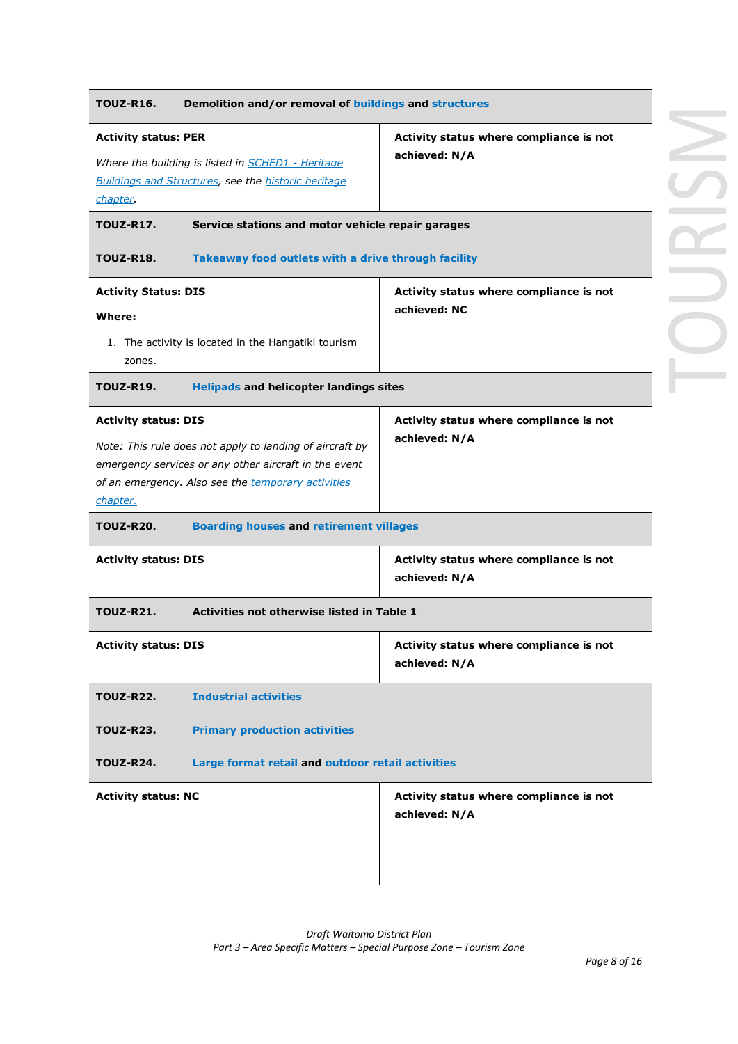| TOUZ-R16. | Demolition and/or removal of buildings and structures |
|---|---|
| **Activity status: PER**<br><br>*Where the building is listed in SCHED1 - Heritage Buildings and Structures, see the historic heritage chapter.* | **Activity status where compliance is not achieved: N/A** |

| TOUZ-R17.<br><br>TOUZ-R18. | Service stations and motor vehicle repair garages<br><br>Takeaway food outlets with a drive through facility |
|---|---|
| **Activity Status: DIS**<br><br>**Where:**<br><br>1. The activity is located in the Hangatiki tourism zones. | **Activity status where compliance is not achieved: NC** |

| TOUZ-R19. | Helipads and helicopter landings sites |
|---|---|
| **Activity status: DIS**<br><br>*Note: This rule does not apply to landing of aircraft by emergency services or any other aircraft in the event of an emergency. Also see the temporary activities chapter.* | **Activity status where compliance is not achieved: N/A** |

| TOUZ-R20. | Boarding houses and retirement villages |
|---|---|
| **Activity status: DIS** | **Activity status where compliance is not achieved: N/A** |

| TOUZ-R21. | Activities not otherwise listed in Table 1 |
|---|---|
| **Activity status: DIS** | **Activity status where compliance is not achieved: N/A** |

| TOUZ-R22.<br><br>TOUZ-R23.<br><br>TOUZ-R24. | Industrial activities<br><br>Primary production activities<br><br>Large format retail and outdoor retail activities |
|---|---|
| **Activity status: NC** | **Activity status where compliance is not achieved: N/A** |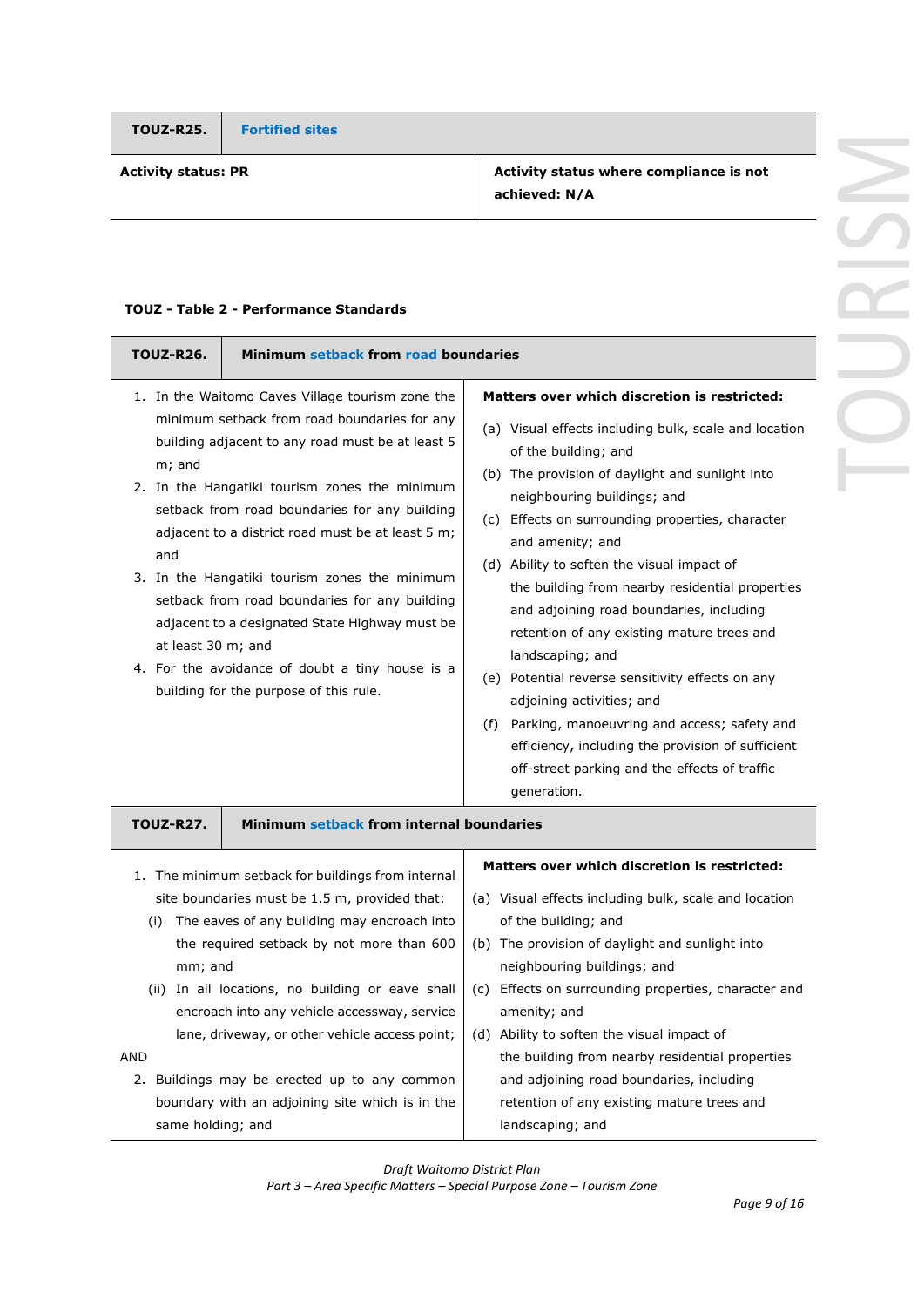| TOUZ-R25. | Fortified sites |
|---|---|
| **Activity status: PR** | **Activity status where compliance is not achieved: N/A** |

**TOUZ - Table 2 - Performance Standards**

| TOUZ-R26. | Minimum setback from road boundaries |
|---|---|
| 1. In the Waitomo Caves Village tourism zone the minimum setback from road boundaries for any building adjacent to any road must be at least 5 m; and<br>2. In the Hangatiki tourism zones the minimum setback from road boundaries for any building adjacent to a district road must be at least 5 m; and<br>3. In the Hangatiki tourism zones the minimum setback from road boundaries for any building adjacent to a designated State Highway must be at least 30 m; and<br>4. For the avoidance of doubt a tiny house is a building for the purpose of this rule. | **Matters over which discretion is restricted:**<br>(a) Visual effects including bulk, scale and location of the building; and<br>(b) The provision of daylight and sunlight into neighbouring buildings; and<br>(c) Effects on surrounding properties, character and amenity; and<br>(d) Ability to soften the visual impact of the building from nearby residential properties and adjoining road boundaries, including retention of any existing mature trees and landscaping; and<br>(e) Potential reverse sensitivity effects on any adjoining activities; and<br>(f) Parking, manoeuvring and access; safety and efficiency, including the provision of sufficient off-street parking and the effects of traffic generation. |

| TOUZ-R27. | Minimum setback from internal boundaries |
|---|---|
| 1. The minimum setback for buildings from internal site boundaries must be 1.5 m, provided that:<br>(i) The eaves of any building may encroach into the required setback by not more than 600 mm; and<br>(ii) In all locations, no building or eave shall encroach into any vehicle accessway, service lane, driveway, or other vehicle access point;<br>AND<br>2. Buildings may be erected up to any common boundary with an adjoining site which is in the same holding; and | **Matters over which discretion is restricted:**<br>(a) Visual effects including bulk, scale and location of the building; and<br>(b) The provision of daylight and sunlight into neighbouring buildings; and<br>(c) Effects on surrounding properties, character and amenity; and<br>(d) Ability to soften the visual impact of the building from nearby residential properties and adjoining road boundaries, including retention of any existing mature trees and landscaping; and |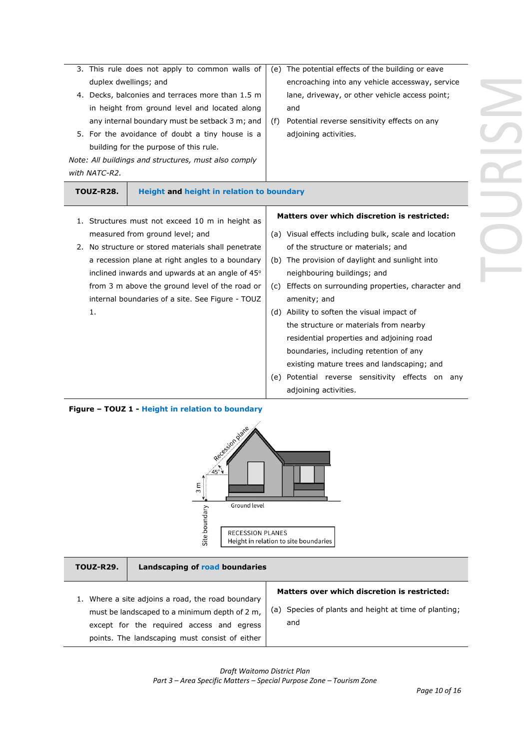| | |
|---|---|
| 3. This rule does not apply to common walls of duplex dwellings; and<br>4. Decks, balconies and terraces more than 1.5 m in height from ground level and located along any internal boundary must be setback 3 m; and<br>5. For the avoidance of doubt a tiny house is a building for the purpose of this rule.<br>*Note: All buildings and structures, must also comply with NATC-R2.* | (e) The potential effects of the building or eave encroaching into any vehicle accessway, service lane, driveway, or other vehicle access point; and<br>(f) Potential reverse sensitivity effects on any adjoining activities. |

| **TOUZ-R28.** | **Height and height in relation to boundary** |
|---|---|
| 1. Structures must not exceed 10 m in height as measured from ground level; and<br>2. No structure or stored materials shall penetrate a recession plane at right angles to a boundary inclined inwards and upwards at an angle of 45° from 3 m above the ground level of the road or internal boundaries of a site. See Figure - TOUZ 1. | **Matters over which discretion is restricted:**<br>(a) Visual effects including bulk, scale and location of the structure or materials; and<br>(b) The provision of daylight and sunlight into neighbouring buildings; and<br>(c) Effects on surrounding properties, character and amenity; and<br>(d) Ability to soften the visual impact of the structure or materials from nearby residential properties and adjoining road boundaries, including retention of any existing mature trees and landscaping; and<br>(e) Potential reverse sensitivity effects on any adjoining activities. |

**Figure – TOUZ 1 - Height in relation to boundary**

| **TOUZ-R29.** | **Landscaping of road boundaries** |
|---|---|
| 1. Where a site adjoins a road, the road boundary must be landscaped to a minimum depth of 2 m, except for the required access and egress points. The landscaping must consist of either | **Matters over which discretion is restricted:**<br>(a) Species of plants and height at time of planting; and |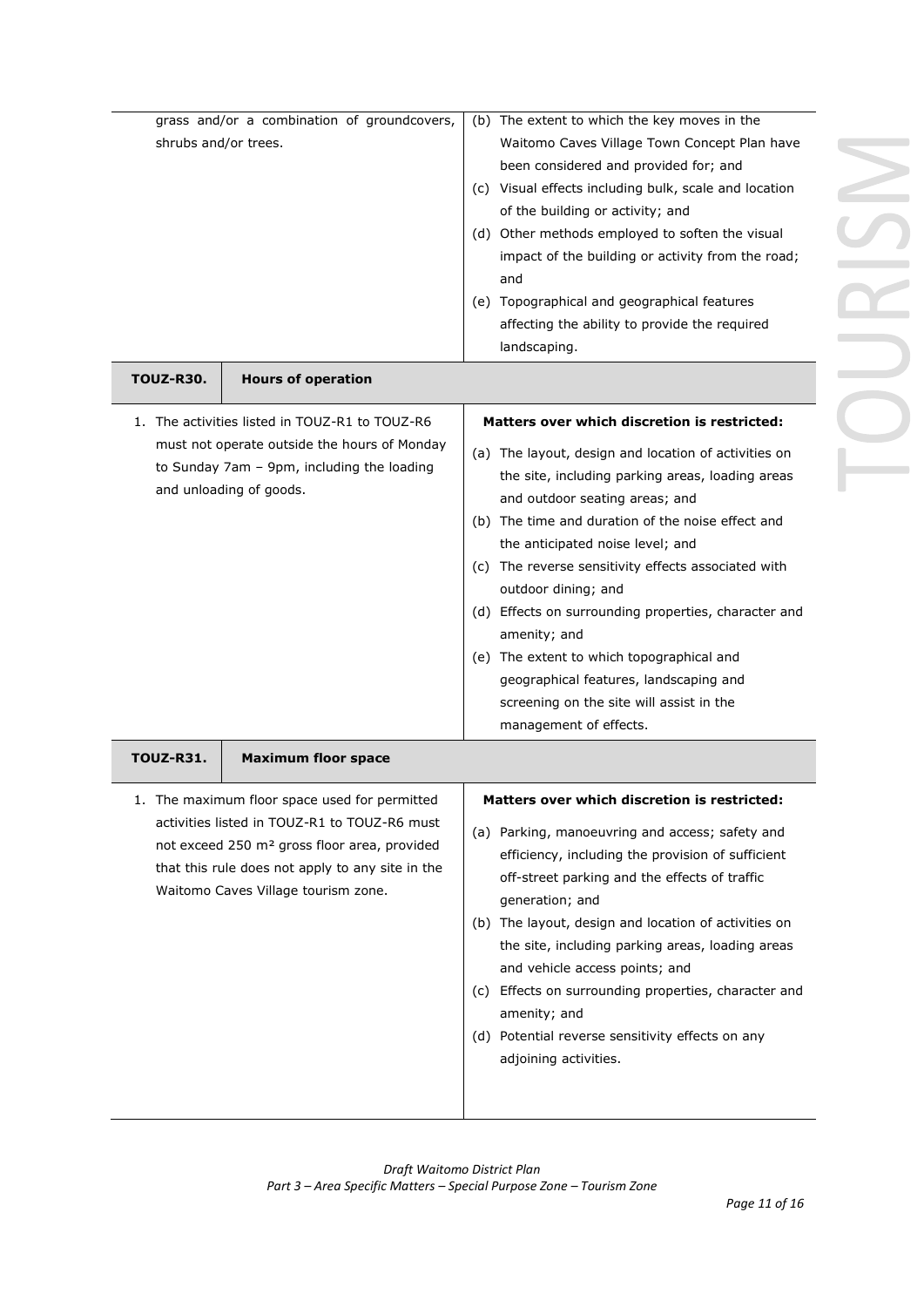| | |
|---|---|
| grass and/or a combination of groundcovers, shrubs and/or trees. | (b) The extent to which the key moves in the Waitomo Caves Village Town Concept Plan have been considered and provided for; and<br>(c) Visual effects including bulk, scale and location of the building or activity; and<br>(d) Other methods employed to soften the visual impact of the building or activity from the road; and<br>(e) Topographical and geographical features affecting the ability to provide the required landscaping. |
| **TOUZ-R30. Hours of operation** | |
| 1. The activities listed in TOUZ-R1 to TOUZ-R6 must not operate outside the hours of Monday to Sunday 7am – 9pm, including the loading and unloading of goods. | **Matters over which discretion is restricted:**<br>(a) The layout, design and location of activities on the site, including parking areas, loading areas and outdoor seating areas; and<br>(b) The time and duration of the noise effect and the anticipated noise level; and<br>(c) The reverse sensitivity effects associated with outdoor dining; and<br>(d) Effects on surrounding properties, character and amenity; and<br>(e) The extent to which topographical and geographical features, landscaping and screening on the site will assist in the management of effects. |
| **TOUZ-R31. Maximum floor space** | |
| 1. The maximum floor space used for permitted activities listed in TOUZ-R1 to TOUZ-R6 must not exceed 250 m² gross floor area, provided that this rule does not apply to any site in the Waitomo Caves Village tourism zone. | **Matters over which discretion is restricted:**<br>(a) Parking, manoeuvring and access; safety and efficiency, including the provision of sufficient off-street parking and the effects of traffic generation; and<br>(b) The layout, design and location of activities on the site, including parking areas, loading areas and vehicle access points; and<br>(c) Effects on surrounding properties, character and amenity; and<br>(d) Potential reverse sensitivity effects on any adjoining activities. |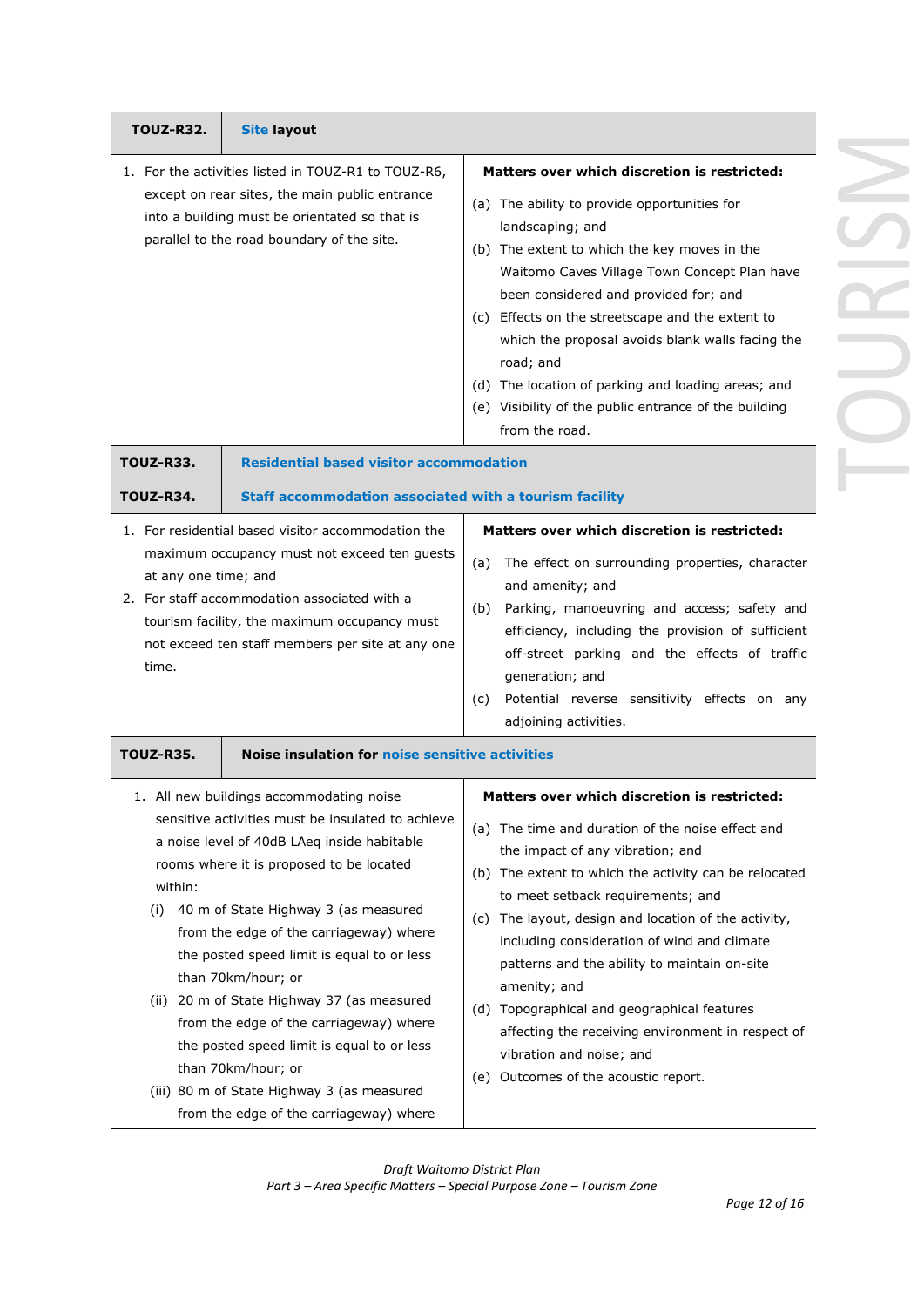| TOUZ-R32. | Site layout |
|---|---|
| 1. For the activities listed in TOUZ-R1 to TOUZ-R6, except on rear sites, the main public entrance into a building must be orientated so that is parallel to the road boundary of the site. | **Matters over which discretion is restricted:**<br>(a) The ability to provide opportunities for landscaping; and<br>(b) The extent to which the key moves in the Waitomo Caves Village Town Concept Plan have been considered and provided for; and<br>(c) Effects on the streetscape and the extent to which the proposal avoids blank walls facing the road; and<br>(d) The location of parking and loading areas; and<br>(e) Visibility of the public entrance of the building from the road. |
| **TOUZ-R33.**<br>**TOUZ-R34.** | **Residential based visitor accommodation**<br>**Staff accommodation associated with a tourism facility** |
| 1. For residential based visitor accommodation the maximum occupancy must not exceed ten guests at any one time; and<br>2. For staff accommodation associated with a tourism facility, the maximum occupancy must not exceed ten staff members per site at any one time. | **Matters over which discretion is restricted:**<br>(a) The effect on surrounding properties, character and amenity; and<br>(b) Parking, manoeuvring and access; safety and efficiency, including the provision of sufficient off-street parking and the effects of traffic generation; and<br>(c) Potential reverse sensitivity effects on any adjoining activities. |
| **TOUZ-R35.** | **Noise insulation for noise sensitive activities** |
| 1. All new buildings accommodating noise sensitive activities must be insulated to achieve a noise level of 40dB LAeq inside habitable rooms where it is proposed to be located within:<br>(i) 40 m of State Highway 3 (as measured from the edge of the carriageway) where the posted speed limit is equal to or less than 70km/hour; or<br>(ii) 20 m of State Highway 37 (as measured from the edge of the carriageway) where the posted speed limit is equal to or less than 70km/hour; or<br>(iii) 80 m of State Highway 3 (as measured from the edge of the carriageway) where | **Matters over which discretion is restricted:**<br>(a) The time and duration of the noise effect and the impact of any vibration; and<br>(b) The extent to which the activity can be relocated to meet setback requirements; and<br>(c) The layout, design and location of the activity, including consideration of wind and climate patterns and the ability to maintain on-site amenity; and<br>(d) Topographical and geographical features affecting the receiving environment in respect of vibration and noise; and<br>(e) Outcomes of the acoustic report. |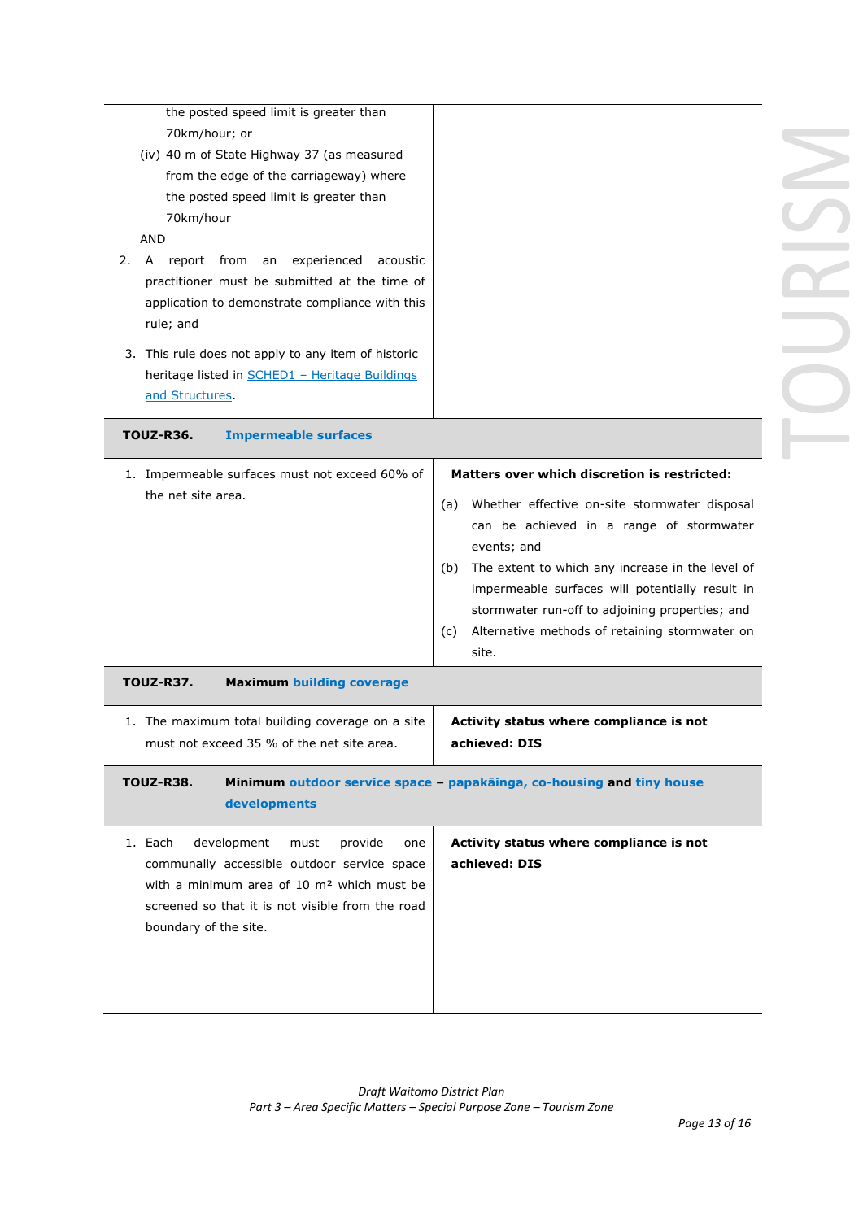| | |
|---|---|
| the posted speed limit is greater than 70km/hour; or<br>(iv) 40 m of State Highway 37 (as measured from the edge of the carriageway) where the posted speed limit is greater than 70km/hour<br>AND<br>2. A report from an experienced acoustic practitioner must be submitted at the time of application to demonstrate compliance with this rule; and<br>3. This rule does not apply to any item of historic heritage listed in SCHED1 – Heritage Buildings and Structures. | |

| **TOUZ-R36.** | **Impermeable surfaces** |
|---|---|
| 1. Impermeable surfaces must not exceed 60% of the net site area. | **Matters over which discretion is restricted:**<br>(a) Whether effective on-site stormwater disposal can be achieved in a range of stormwater events; and<br>(b) The extent to which any increase in the level of impermeable surfaces will potentially result in stormwater run-off to adjoining properties; and<br>(c) Alternative methods of retaining stormwater on site. |

| **TOUZ-R37.** | **Maximum building coverage** |
|---|---|
| 1. The maximum total building coverage on a site must not exceed 35 % of the net site area. | **Activity status where compliance is not achieved: DIS** |

| **TOUZ-R38.** | **Minimum outdoor service space – papakāinga, co-housing and tiny house developments** |
|---|---|
| 1. Each development must provide one communally accessible outdoor service space with a minimum area of 10 m² which must be screened so that it is not visible from the road boundary of the site. | **Activity status where compliance is not achieved: DIS** |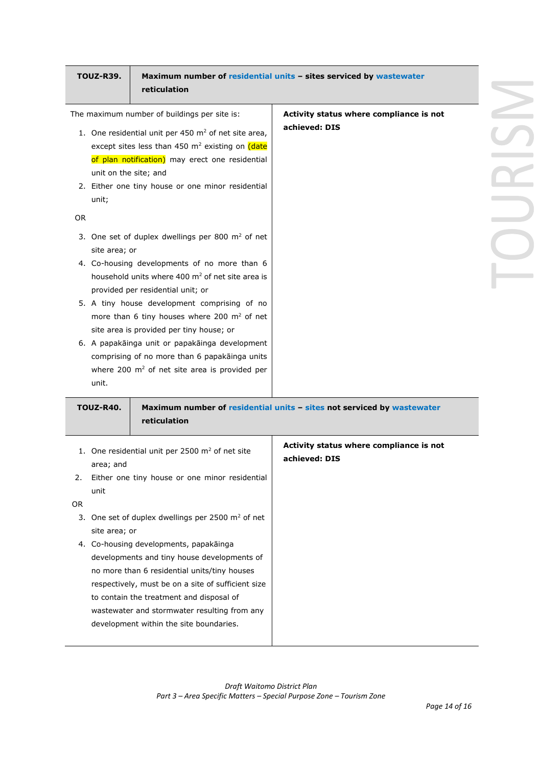| TOUZ-R39. | **Maximum number of residential units – sites serviced by wastewater reticulation** |
|---|---|
| The maximum number of buildings per site is:<br>1. One residential unit per 450 $m^2$ of net site area, except sites less than 450 $m^2$ existing on (date of plan notification) may erect one residential unit on the site; and<br>2. Either one tiny house or one minor residential unit;<br>OR<br>3. One set of duplex dwellings per 800 $m^2$ of net site area; or<br>4. Co-housing developments of no more than 6 household units where 400 $m^2$ of net site area is provided per residential unit; or<br>5. A tiny house development comprising of no more than 6 tiny houses where 200 $m^2$ of net site area is provided per tiny house; or<br>6. A papakāinga unit or papakāinga development comprising of no more than 6 papakāinga units where 200 $m^2$ of net site area is provided per unit. | **Activity status where compliance is not achieved: DIS** |

| TOUZ-R40. | **Maximum number of residential units – sites not serviced by wastewater reticulation** |
|---|---|
| 1. One residential unit per 2500 $m^2$ of net site area; and<br>2. Either one tiny house or one minor residential unit<br>OR<br>3. One set of duplex dwellings per 2500 $m^2$ of net site area; or<br>4. Co-housing developments, papakāinga developments and tiny house developments of no more than 6 residential units/tiny houses respectively, must be on a site of sufficient size to contain the treatment and disposal of wastewater and stormwater resulting from any development within the site boundaries. | **Activity status where compliance is not achieved: DIS** |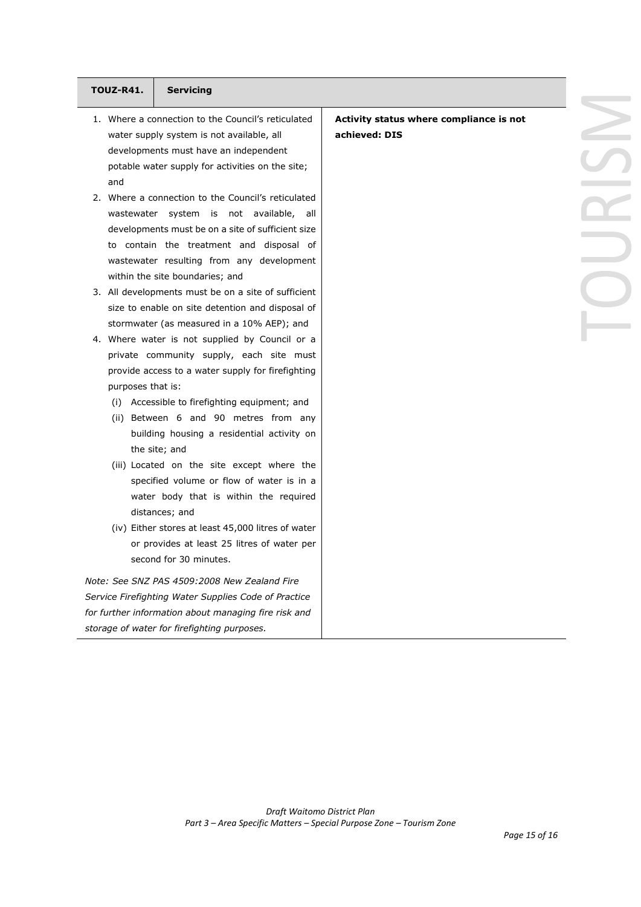| TOUZ-R41. | Servicing | |
|---|---|---|
| 1. Where a connection to the Council's reticulated water supply system is not available, all developments must have an independent potable water supply for activities on the site; and<br>2. Where a connection to the Council's reticulated wastewater system is not available, all developments must be on a site of sufficient size to contain the treatment and disposal of wastewater resulting from any development within the site boundaries; and<br>3. All developments must be on a site of sufficient size to enable on site detention and disposal of stormwater (as measured in a 10% AEP); and<br>4. Where water is not supplied by Council or a private community supply, each site must provide access to a water supply for firefighting purposes that is:<br>(i) Accessible to firefighting equipment; and<br>(ii) Between 6 and 90 metres from any building housing a residential activity on the site; and<br>(iii) Located on the site except where the specified volume or flow of water is in a water body that is within the required distances; and<br>(iv) Either stores at least 45,000 litres of water or provides at least 25 litres of water per second for 30 minutes.<br><br>*Note: See SNZ PAS 4509:2008 New Zealand Fire Service Firefighting Water Supplies Code of Practice for further information about managing fire risk and storage of water for firefighting purposes.* | | **Activity status where compliance is not achieved: DIS** |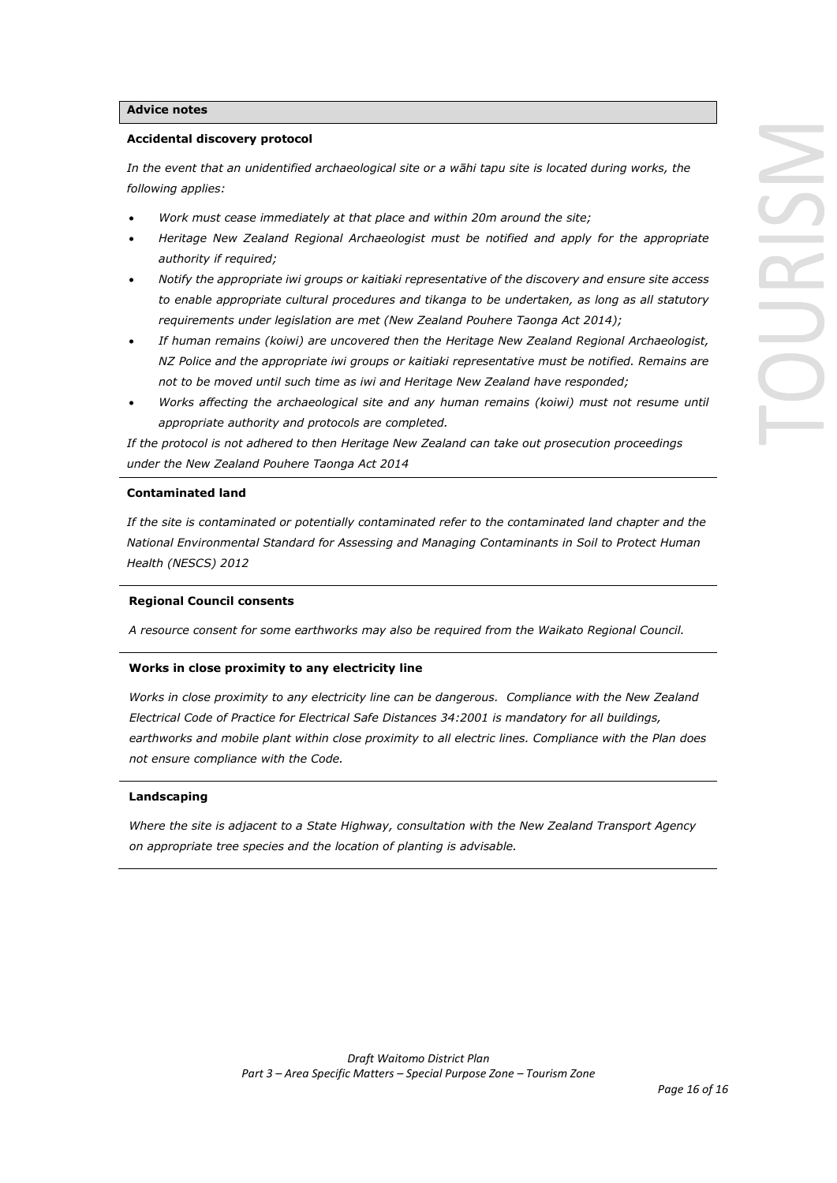**Advice notes**

**Accidental discovery protocol**

*In the event that an unidentified archaeological site or a wāhi tapu site is located during works, the following applies:*

- *Work must cease immediately at that place and within 20m around the site;*
- *Heritage New Zealand Regional Archaeologist must be notified and apply for the appropriate authority if required;*
- *Notify the appropriate iwi groups or kaitiaki representative of the discovery and ensure site access to enable appropriate cultural procedures and tikanga to be undertaken, as long as all statutory requirements under legislation are met (New Zealand Pouhere Taonga Act 2014);*
- *If human remains (koiwi) are uncovered then the Heritage New Zealand Regional Archaeologist, NZ Police and the appropriate iwi groups or kaitiaki representative must be notified. Remains are not to be moved until such time as iwi and Heritage New Zealand have responded;*
- *Works affecting the archaeological site and any human remains (koiwi) must not resume until appropriate authority and protocols are completed.*

*If the protocol is not adhered to then Heritage New Zealand can take out prosecution proceedings under the New Zealand Pouhere Taonga Act 2014*

**Contaminated land**

*If the site is contaminated or potentially contaminated refer to the contaminated land chapter and the National Environmental Standard for Assessing and Managing Contaminants in Soil to Protect Human Health (NESCS) 2012*

**Regional Council consents**

*A resource consent for some earthworks may also be required from the Waikato Regional Council.*

**Works in close proximity to any electricity line**

*Works in close proximity to any electricity line can be dangerous. Compliance with the New Zealand Electrical Code of Practice for Electrical Safe Distances 34:2001 is mandatory for all buildings, earthworks and mobile plant within close proximity to all electric lines. Compliance with the Plan does not ensure compliance with the Code.*

**Landscaping**

*Where the site is adjacent to a State Highway, consultation with the New Zealand Transport Agency on appropriate tree species and the location of planting is advisable.*